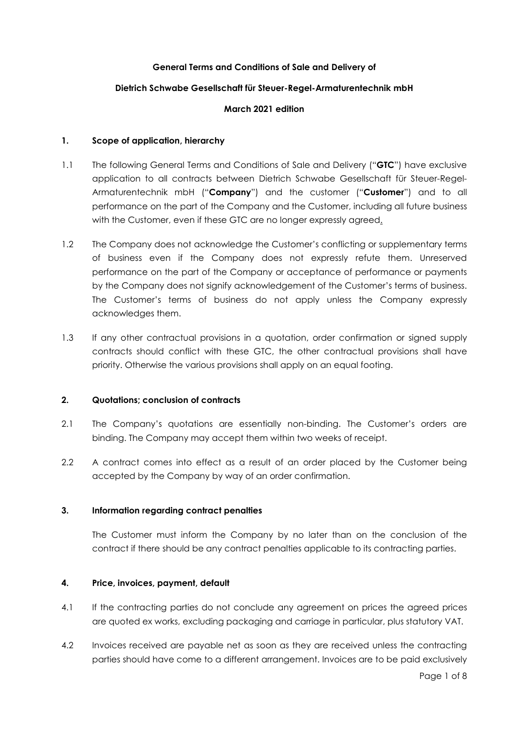**General Terms and Conditions of Sale and Delivery of**

**Dietrich Schwabe Gesellschaft für Steuer-Regel-Armaturentechnik mbH**

**March 2021 edition**

## 1. Scope of application, hierarchy

1.1 The following General Terms and Conditions of Sale and Delivery ("**GTC**") have exclusive application to all contracts between Dietrich Schwabe Gesellschaft für Steuer-Regel-Armaturentechnik mbH ("**Company**") and the customer ("**Customer**") and to all performance on the part of the Company and the Customer, including all future business with the Customer, even if these GTC are no longer expressly agreed.

1.2 The Company does not acknowledge the Customer's conflicting or supplementary terms of business even if the Company does not expressly refute them. Unreserved performance on the part of the Company or acceptance of performance or payments by the Company does not signify acknowledgement of the Customer's terms of business. The Customer's terms of business do not apply unless the Company expressly acknowledges them.

1.3 If any other contractual provisions in a quotation, order confirmation or signed supply contracts should conflict with these GTC, the other contractual provisions shall have priority. Otherwise the various provisions shall apply on an equal footing.

## 2. Quotations; conclusion of contracts

2.1 The Company's quotations are essentially non-binding. The Customer's orders are binding. The Company may accept them within two weeks of receipt.

2.2 A contract comes into effect as a result of an order placed by the Customer being accepted by the Company by way of an order confirmation.

## 3. Information regarding contract penalties

The Customer must inform the Company by no later than on the conclusion of the contract if there should be any contract penalties applicable to its contracting parties.

## 4. Price, invoices, payment, default

4.1 If the contracting parties do not conclude any agreement on prices the agreed prices are quoted ex works, excluding packaging and carriage in particular, plus statutory VAT.

4.2 Invoices received are payable net as soon as they are received unless the contracting parties should have come to a different arrangement. Invoices are to be paid exclusively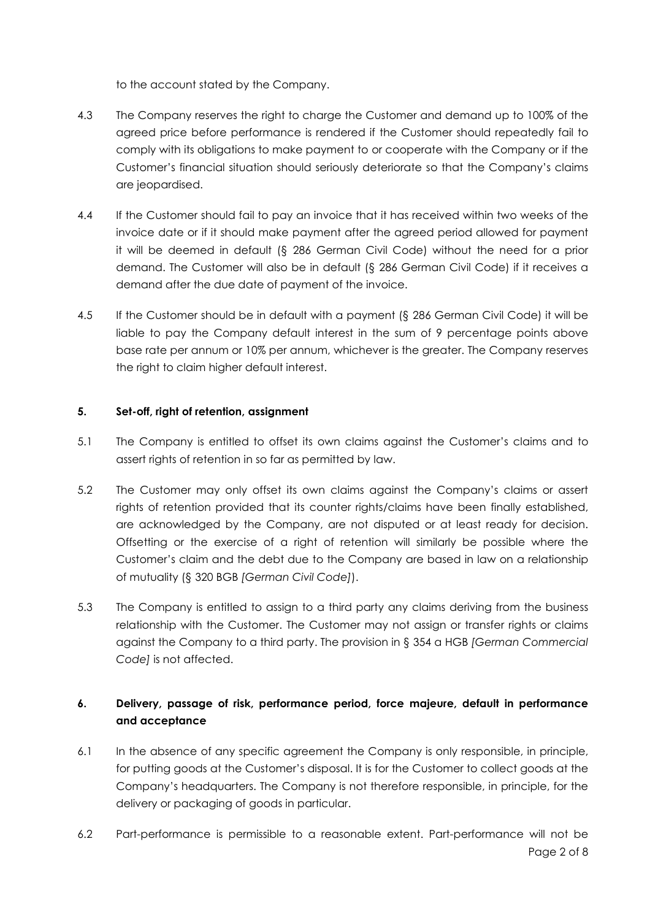to the account stated by the Company.

4.3 The Company reserves the right to charge the Customer and demand up to 100% of the agreed price before performance is rendered if the Customer should repeatedly fail to comply with its obligations to make payment to or cooperate with the Company or if the Customer's financial situation should seriously deteriorate so that the Company's claims are jeopardised.

4.4 If the Customer should fail to pay an invoice that it has received within two weeks of the invoice date or if it should make payment after the agreed period allowed for payment it will be deemed in default (§ 286 German Civil Code) without the need for a prior demand. The Customer will also be in default (§ 286 German Civil Code) if it receives a demand after the due date of payment of the invoice.

4.5 If the Customer should be in default with a payment (§ 286 German Civil Code) it will be liable to pay the Company default interest in the sum of 9 percentage points above base rate per annum or 10% per annum, whichever is the greater. The Company reserves the right to claim higher default interest.

**5. Set-off, right of retention, assignment**

5.1 The Company is entitled to offset its own claims against the Customer's claims and to assert rights of retention in so far as permitted by law.

5.2 The Customer may only offset its own claims against the Company's claims or assert rights of retention provided that its counter rights/claims have been finally established, are acknowledged by the Company, are not disputed or at least ready for decision. Offsetting or the exercise of a right of retention will similarly be possible where the Customer's claim and the debt due to the Company are based in law on a relationship of mutuality (§ 320 BGB *[German Civil Code]*).

5.3 The Company is entitled to assign to a third party any claims deriving from the business relationship with the Customer. The Customer may not assign or transfer rights or claims against the Company to a third party. The provision in § 354 a HGB *[German Commercial Code]* is not affected.

**6. Delivery, passage of risk, performance period, force majeure, default in performance and acceptance**

6.1 In the absence of any specific agreement the Company is only responsible, in principle, for putting goods at the Customer's disposal. It is for the Customer to collect goods at the Company's headquarters. The Company is not therefore responsible, in principle, for the delivery or packaging of goods in particular.

6.2 Part-performance is permissible to a reasonable extent. Part-performance will not be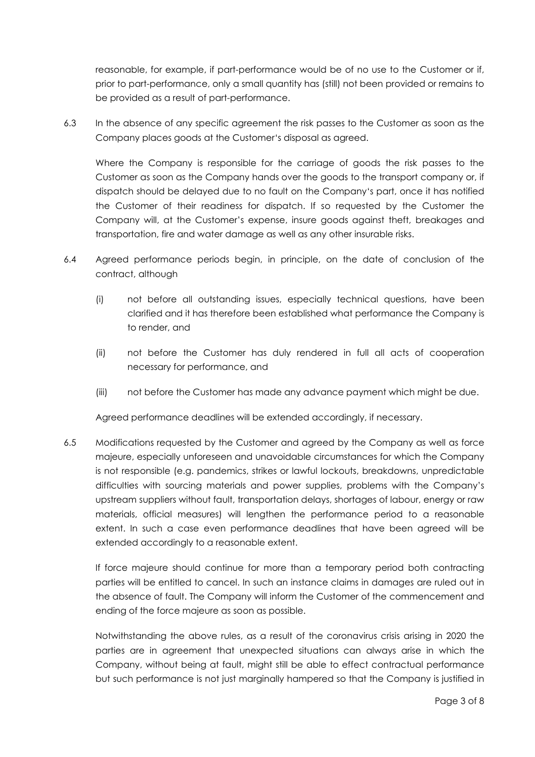reasonable, for example, if part-performance would be of no use to the Customer or if, prior to part-performance, only a small quantity has (still) not been provided or remains to be provided as a result of part-performance.

6.3 In the absence of any specific agreement the risk passes to the Customer as soon as the Company places goods at the Customer's disposal as agreed.

Where the Company is responsible for the carriage of goods the risk passes to the Customer as soon as the Company hands over the goods to the transport company or, if dispatch should be delayed due to no fault on the Company's part, once it has notified the Customer of their readiness for dispatch. If so requested by the Customer the Company will, at the Customer's expense, insure goods against theft, breakages and transportation, fire and water damage as well as any other insurable risks.

6.4 Agreed performance periods begin, in principle, on the date of conclusion of the contract, although

(i) not before all outstanding issues, especially technical questions, have been clarified and it has therefore been established what performance the Company is to render, and

(ii) not before the Customer has duly rendered in full all acts of cooperation necessary for performance, and

(iii) not before the Customer has made any advance payment which might be due.

Agreed performance deadlines will be extended accordingly, if necessary.

6.5 Modifications requested by the Customer and agreed by the Company as well as force majeure, especially unforeseen and unavoidable circumstances for which the Company is not responsible (e.g. pandemics, strikes or lawful lockouts, breakdowns, unpredictable difficulties with sourcing materials and power supplies, problems with the Company's upstream suppliers without fault, transportation delays, shortages of labour, energy or raw materials, official measures) will lengthen the performance period to a reasonable extent. In such a case even performance deadlines that have been agreed will be extended accordingly to a reasonable extent.

If force majeure should continue for more than a temporary period both contracting parties will be entitled to cancel. In such an instance claims in damages are ruled out in the absence of fault. The Company will inform the Customer of the commencement and ending of the force majeure as soon as possible.

Notwithstanding the above rules, as a result of the coronavirus crisis arising in 2020 the parties are in agreement that unexpected situations can always arise in which the Company, without being at fault, might still be able to effect contractual performance but such performance is not just marginally hampered so that the Company is justified in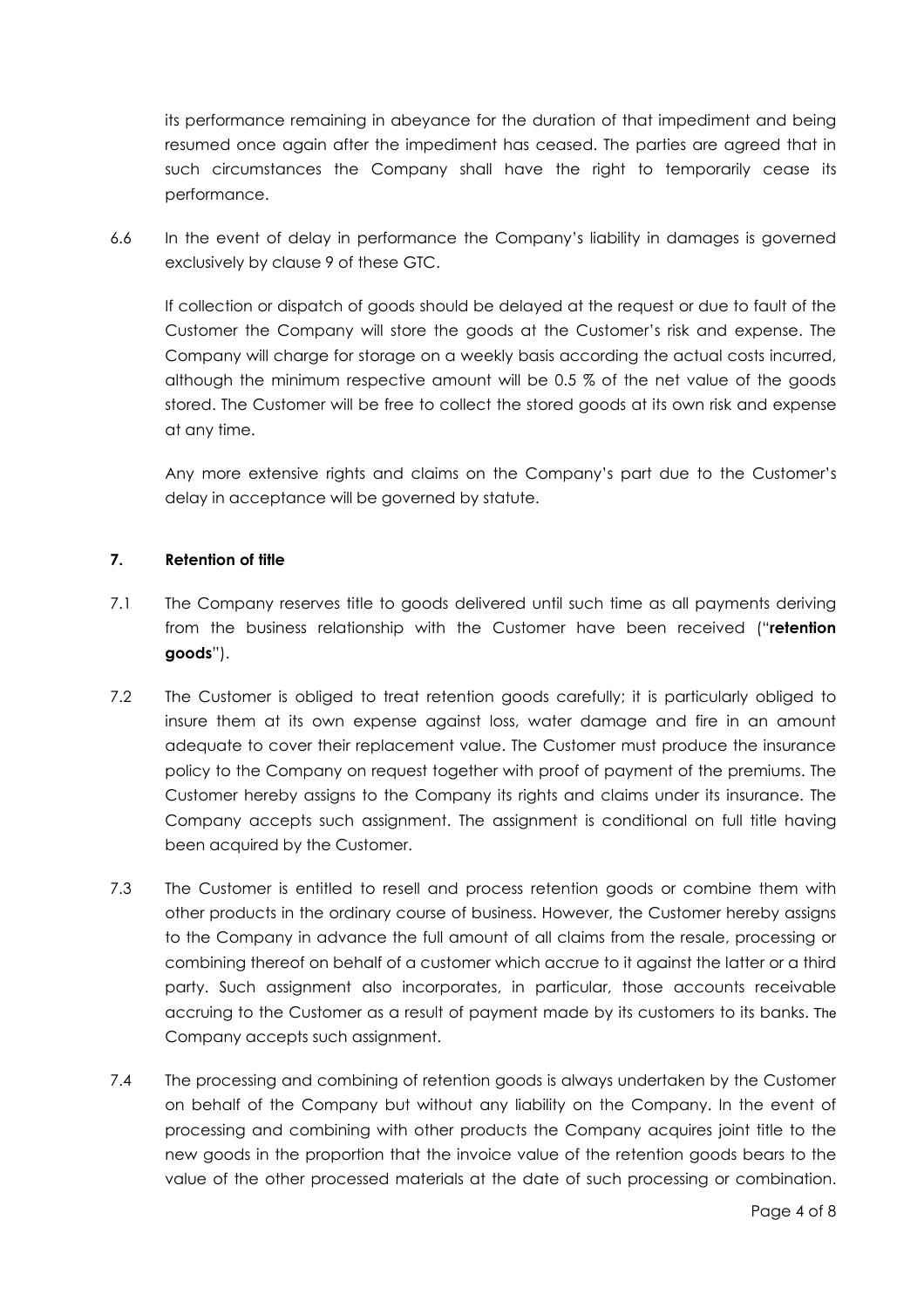its performance remaining in abeyance for the duration of that impediment and being resumed once again after the impediment has ceased. The parties are agreed that in such circumstances the Company shall have the right to temporarily cease its performance.

6.6 In the event of delay in performance the Company's liability in damages is governed exclusively by clause 9 of these GTC.

If collection or dispatch of goods should be delayed at the request or due to fault of the Customer the Company will store the goods at the Customer's risk and expense. The Company will charge for storage on a weekly basis according the actual costs incurred, although the minimum respective amount will be 0.5 % of the net value of the goods stored. The Customer will be free to collect the stored goods at its own risk and expense at any time.

Any more extensive rights and claims on the Company's part due to the Customer's delay in acceptance will be governed by statute.

**7. Retention of title**

7.1 The Company reserves title to goods delivered until such time as all payments deriving from the business relationship with the Customer have been received ("**retention goods**").

7.2 The Customer is obliged to treat retention goods carefully; it is particularly obliged to insure them at its own expense against loss, water damage and fire in an amount adequate to cover their replacement value. The Customer must produce the insurance policy to the Company on request together with proof of payment of the premiums. The Customer hereby assigns to the Company its rights and claims under its insurance. The Company accepts such assignment. The assignment is conditional on full title having been acquired by the Customer.

7.3 The Customer is entitled to resell and process retention goods or combine them with other products in the ordinary course of business. However, the Customer hereby assigns to the Company in advance the full amount of all claims from the resale, processing or combining thereof on behalf of a customer which accrue to it against the latter or a third party. Such assignment also incorporates, in particular, those accounts receivable accruing to the Customer as a result of payment made by its customers to its banks. The Company accepts such assignment.

7.4 The processing and combining of retention goods is always undertaken by the Customer on behalf of the Company but without any liability on the Company. In the event of processing and combining with other products the Company acquires joint title to the new goods in the proportion that the invoice value of the retention goods bears to the value of the other processed materials at the date of such processing or combination.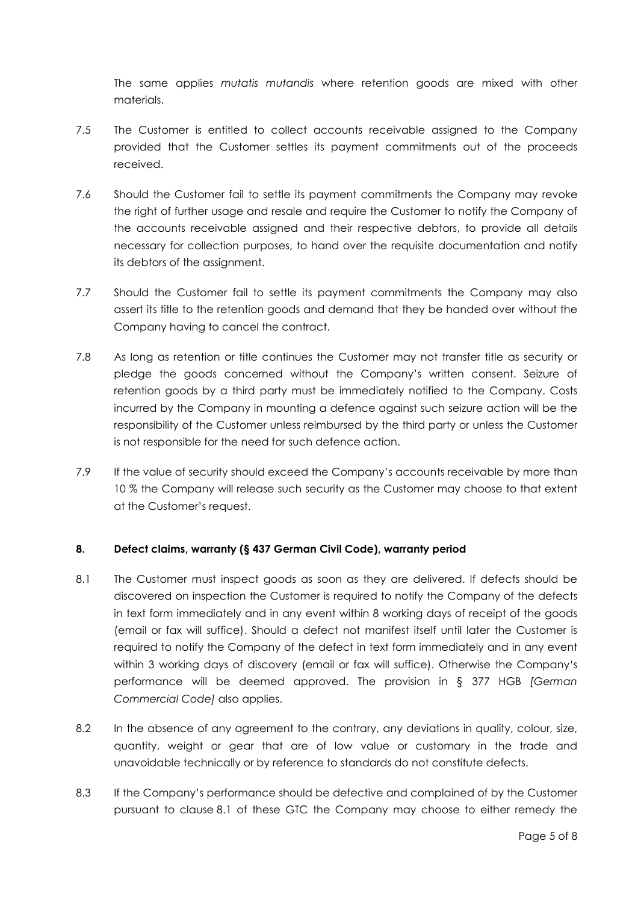The same applies *mutatis mutandis* where retention goods are mixed with other materials.

7.5 The Customer is entitled to collect accounts receivable assigned to the Company provided that the Customer settles its payment commitments out of the proceeds received.

7.6 Should the Customer fail to settle its payment commitments the Company may revoke the right of further usage and resale and require the Customer to notify the Company of the accounts receivable assigned and their respective debtors, to provide all details necessary for collection purposes, to hand over the requisite documentation and notify its debtors of the assignment.

7.7 Should the Customer fail to settle its payment commitments the Company may also assert its title to the retention goods and demand that they be handed over without the Company having to cancel the contract.

7.8 As long as retention or title continues the Customer may not transfer title as security or pledge the goods concerned without the Company's written consent. Seizure of retention goods by a third party must be immediately notified to the Company. Costs incurred by the Company in mounting a defence against such seizure action will be the responsibility of the Customer unless reimbursed by the third party or unless the Customer is not responsible for the need for such defence action.

7.9 If the value of security should exceed the Company's accounts receivable by more than 10 % the Company will release such security as the Customer may choose to that extent at the Customer's request.

## 8. Defect claims, warranty (§ 437 German Civil Code), warranty period

8.1 The Customer must inspect goods as soon as they are delivered. If defects should be discovered on inspection the Customer is required to notify the Company of the defects in text form immediately and in any event within 8 working days of receipt of the goods (email or fax will suffice). Should a defect not manifest itself until later the Customer is required to notify the Company of the defect in text form immediately and in any event within 3 working days of discovery (email or fax will suffice). Otherwise the Company's performance will be deemed approved. The provision in § 377 HGB *[German Commercial Code]* also applies.

8.2 In the absence of any agreement to the contrary, any deviations in quality, colour, size, quantity, weight or gear that are of low value or customary in the trade and unavoidable technically or by reference to standards do not constitute defects.

8.3 If the Company's performance should be defective and complained of by the Customer pursuant to clause 8.1 of these GTC the Company may choose to either remedy the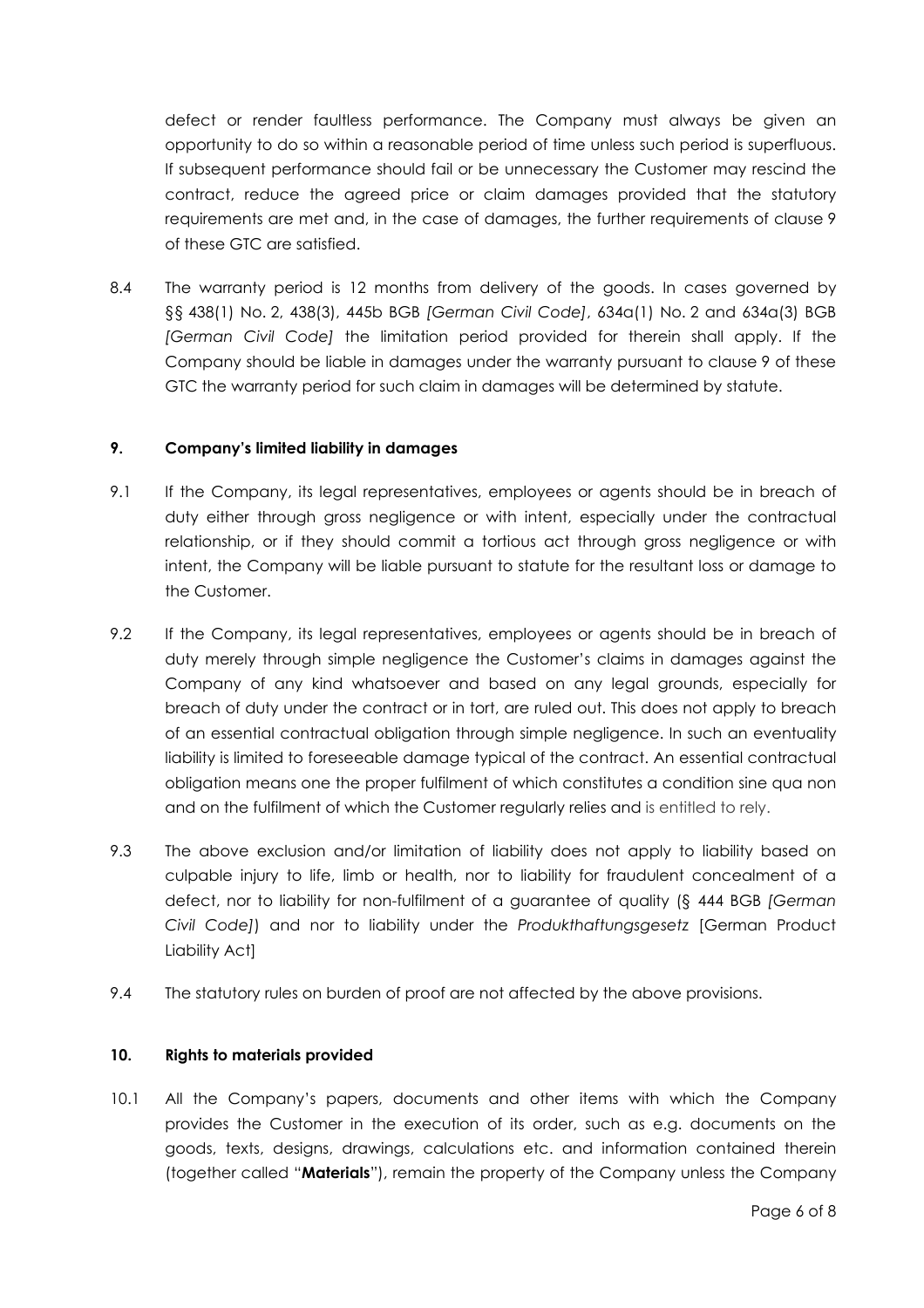defect or render faultless performance. The Company must always be given an opportunity to do so within a reasonable period of time unless such period is superfluous. If subsequent performance should fail or be unnecessary the Customer may rescind the contract, reduce the agreed price or claim damages provided that the statutory requirements are met and, in the case of damages, the further requirements of clause 9 of these GTC are satisfied.

8.4 The warranty period is 12 months from delivery of the goods. In cases governed by §§ 438(1) No. 2, 438(3), 445b BGB *[German Civil Code]*, 634a(1) No. 2 and 634a(3) BGB *[German Civil Code]* the limitation period provided for therein shall apply. If the Company should be liable in damages under the warranty pursuant to clause 9 of these GTC the warranty period for such claim in damages will be determined by statute.

**9. Company's limited liability in damages**

9.1 If the Company, its legal representatives, employees or agents should be in breach of duty either through gross negligence or with intent, especially under the contractual relationship, or if they should commit a tortious act through gross negligence or with intent, the Company will be liable pursuant to statute for the resultant loss or damage to the Customer.

9.2 If the Company, its legal representatives, employees or agents should be in breach of duty merely through simple negligence the Customer's claims in damages against the Company of any kind whatsoever and based on any legal grounds, especially for breach of duty under the contract or in tort, are ruled out. This does not apply to breach of an essential contractual obligation through simple negligence. In such an eventuality liability is limited to foreseeable damage typical of the contract. An essential contractual obligation means one the proper fulfilment of which constitutes a condition sine qua non and on the fulfilment of which the Customer regularly relies and is entitled to rely.

9.3 The above exclusion and/or limitation of liability does not apply to liability based on culpable injury to life, limb or health, nor to liability for fraudulent concealment of a defect, nor to liability for non-fulfilment of a guarantee of quality (§ 444 BGB *[German Civil Code]*) and nor to liability under the *Produkthaftungsgesetz* [German Product Liability Act]

9.4 The statutory rules on burden of proof are not affected by the above provisions.

**10. Rights to materials provided**

10.1 All the Company's papers, documents and other items with which the Company provides the Customer in the execution of its order, such as e.g. documents on the goods, texts, designs, drawings, calculations etc. and information contained therein (together called "**Materials**"), remain the property of the Company unless the Company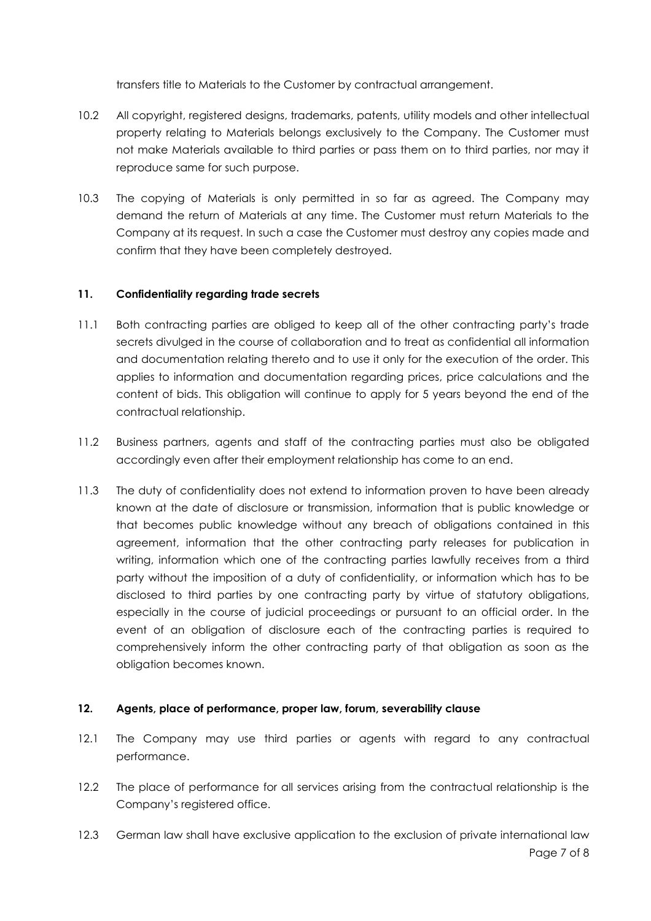transfers title to Materials to the Customer by contractual arrangement.

10.2 All copyright, registered designs, trademarks, patents, utility models and other intellectual property relating to Materials belongs exclusively to the Company. The Customer must not make Materials available to third parties or pass them on to third parties, nor may it reproduce same for such purpose.

10.3 The copying of Materials is only permitted in so far as agreed. The Company may demand the return of Materials at any time. The Customer must return Materials to the Company at its request. In such a case the Customer must destroy any copies made and confirm that they have been completely destroyed.

## 11. Confidentiality regarding trade secrets

11.1 Both contracting parties are obliged to keep all of the other contracting party's trade secrets divulged in the course of collaboration and to treat as confidential all information and documentation relating thereto and to use it only for the execution of the order. This applies to information and documentation regarding prices, price calculations and the content of bids. This obligation will continue to apply for 5 years beyond the end of the contractual relationship.

11.2 Business partners, agents and staff of the contracting parties must also be obligated accordingly even after their employment relationship has come to an end.

11.3 The duty of confidentiality does not extend to information proven to have been already known at the date of disclosure or transmission, information that is public knowledge or that becomes public knowledge without any breach of obligations contained in this agreement, information that the other contracting party releases for publication in writing, information which one of the contracting parties lawfully receives from a third party without the imposition of a duty of confidentiality, or information which has to be disclosed to third parties by one contracting party by virtue of statutory obligations, especially in the course of judicial proceedings or pursuant to an official order. In the event of an obligation of disclosure each of the contracting parties is required to comprehensively inform the other contracting party of that obligation as soon as the obligation becomes known.

## 12. Agents, place of performance, proper law, forum, severability clause

12.1 The Company may use third parties or agents with regard to any contractual performance.

12.2 The place of performance for all services arising from the contractual relationship is the Company's registered office.

12.3 German law shall have exclusive application to the exclusion of private international law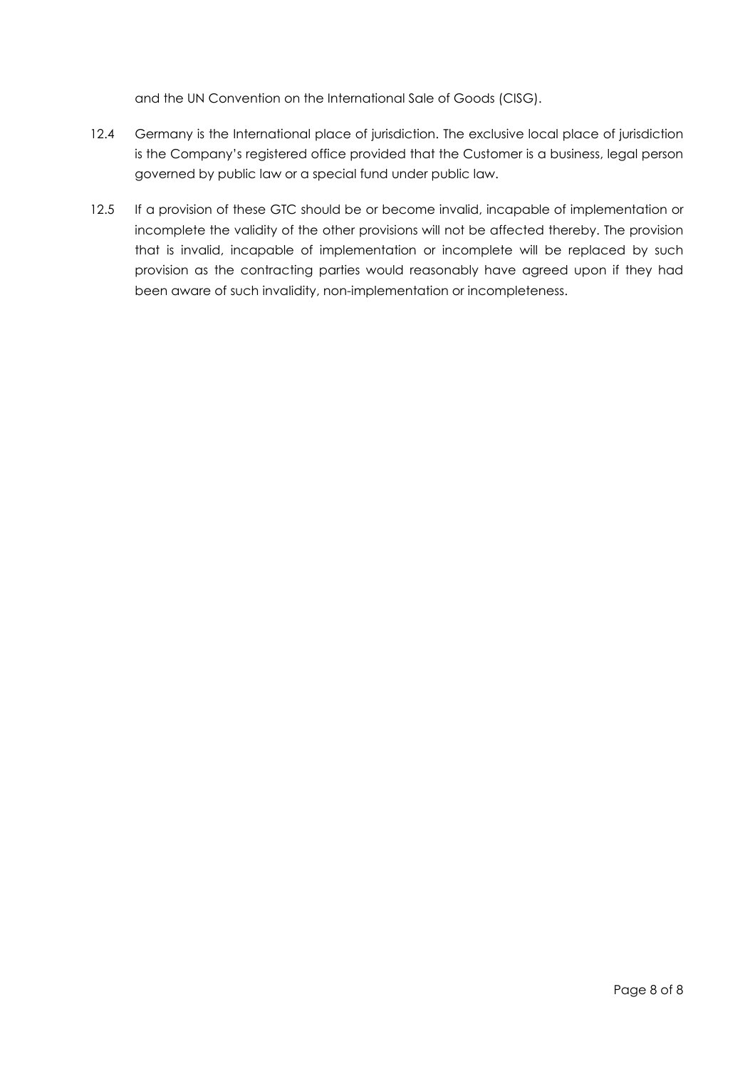and the UN Convention on the International Sale of Goods (CISG).

12.4 Germany is the International place of jurisdiction. The exclusive local place of jurisdiction is the Company's registered office provided that the Customer is a business, legal person governed by public law or a special fund under public law.

12.5 If a provision of these GTC should be or become invalid, incapable of implementation or incomplete the validity of the other provisions will not be affected thereby. The provision that is invalid, incapable of implementation or incomplete will be replaced by such provision as the contracting parties would reasonably have agreed upon if they had been aware of such invalidity, non-implementation or incompleteness.